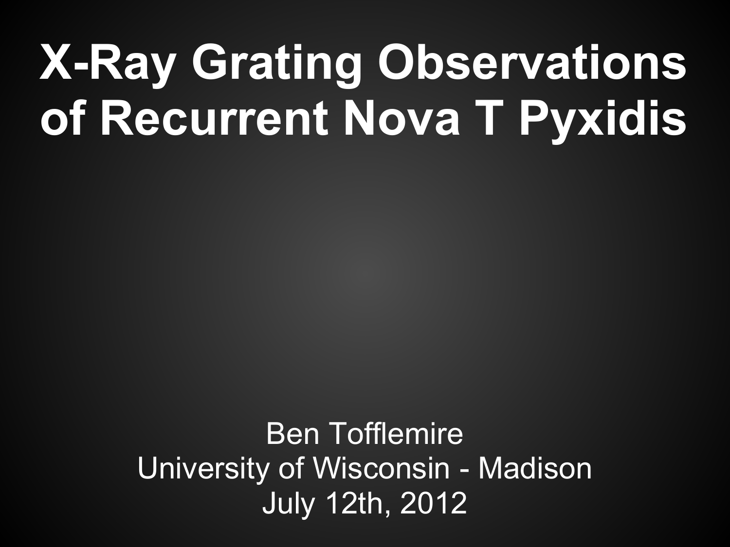# X-Ray Grating Observations of Recurrent Nova T Pyxidis

Ben Tofflemire
University of Wisconsin - Madison
July 12th, 2012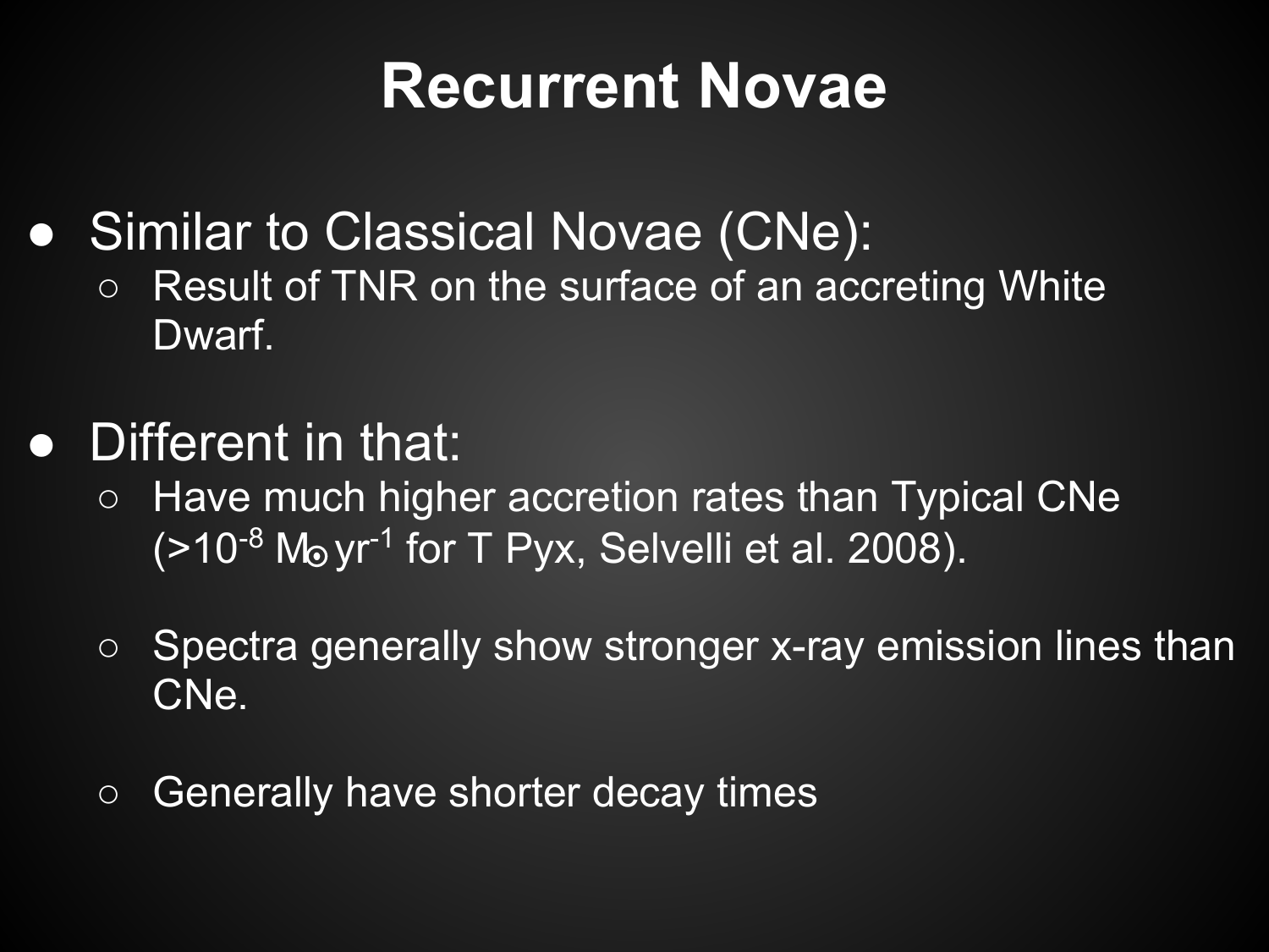# Recurrent Novae

- Similar to Classical Novae (CNe):
  - Result of TNR on the surface of an accreting White Dwarf.
- Different in that:
  - Have much higher accretion rates than Typical CNe ($>10^{-8}$ $M_\odot$ $yr^{-1}$ for T Pyx, Selvelli et al. 2008).
  - Spectra generally show stronger x-ray emission lines than CNe.
  - Generally have shorter decay times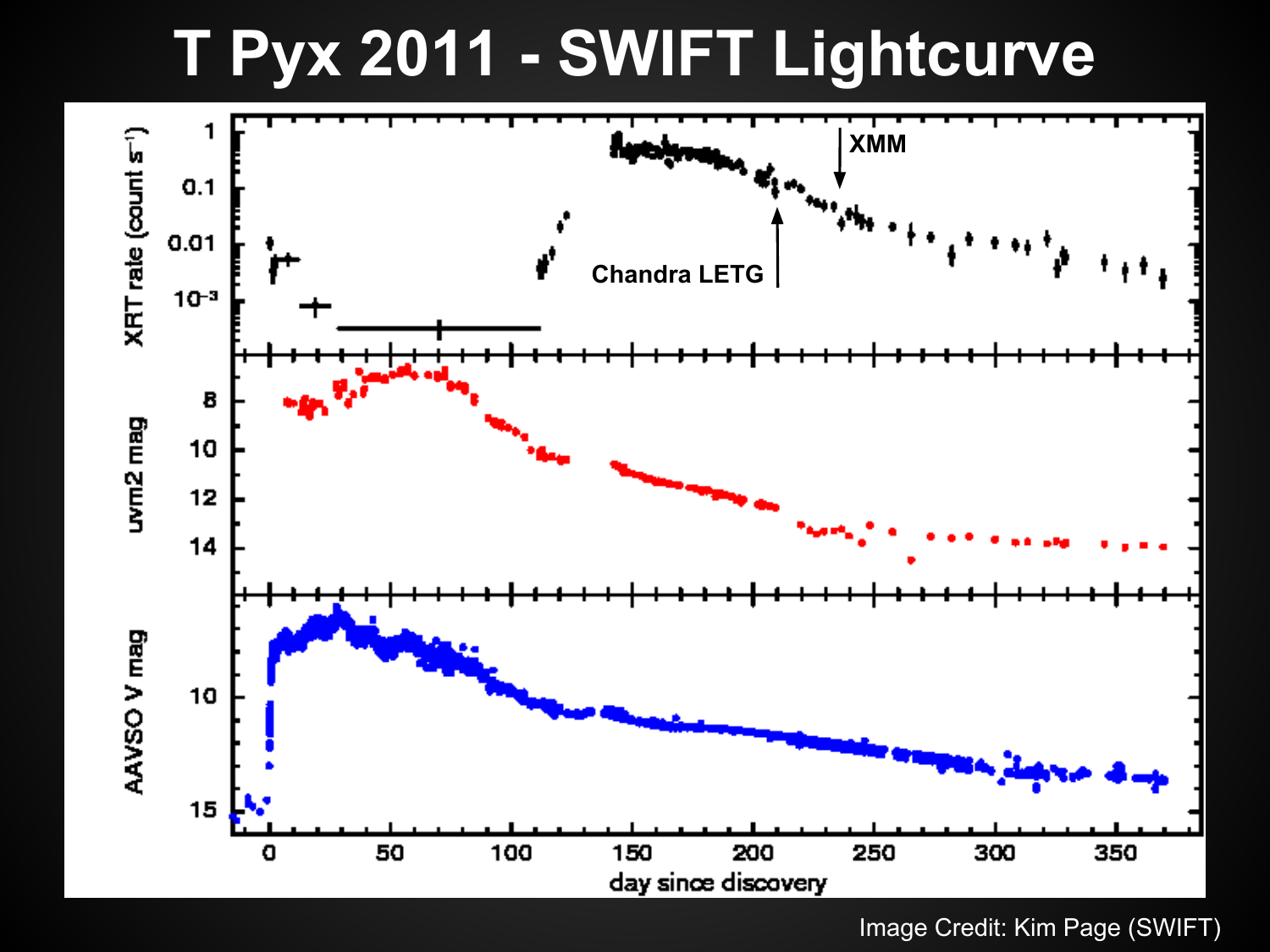# T Pyx 2011 - SWIFT Lightcurve

Image Credit: Kim Page (SWIFT)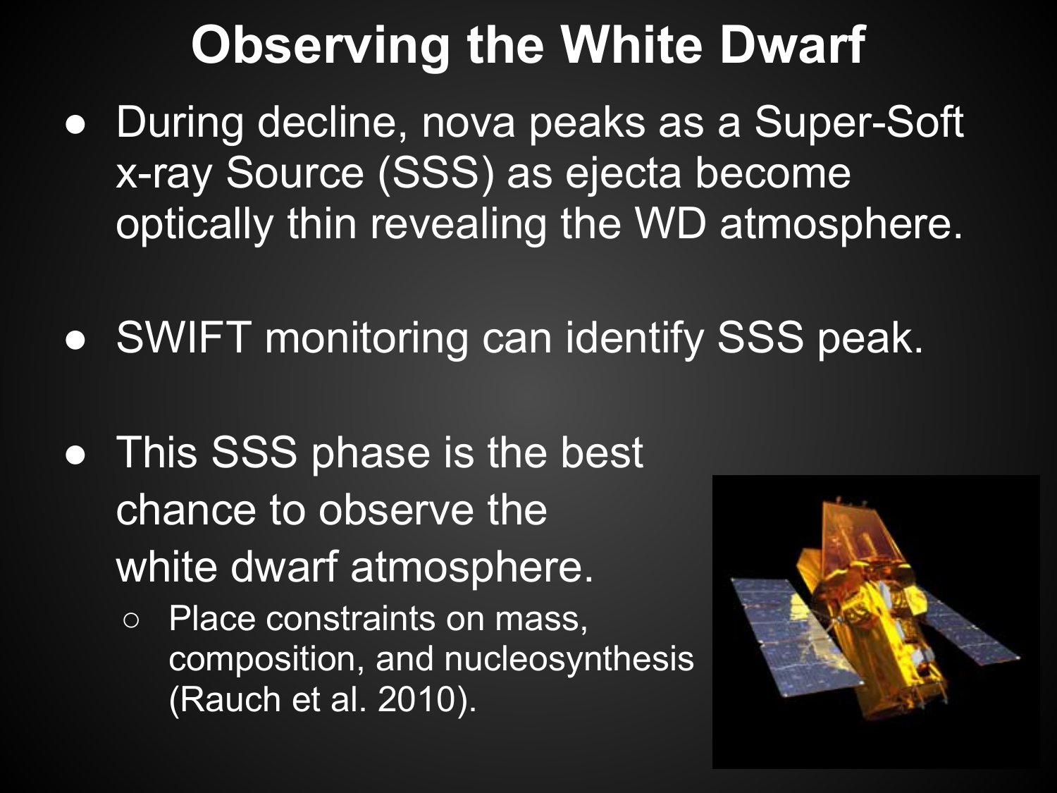# Observing the White Dwarf

- During decline, nova peaks as a Super-Soft x-ray Source (SSS) as ejecta become optically thin revealing the WD atmosphere.

- SWIFT monitoring can identify SSS peak.

- This SSS phase is the best chance to observe the white dwarf atmosphere.
  - Place constraints on mass, composition, and nucleosynthesis (Rauch et al. 2010).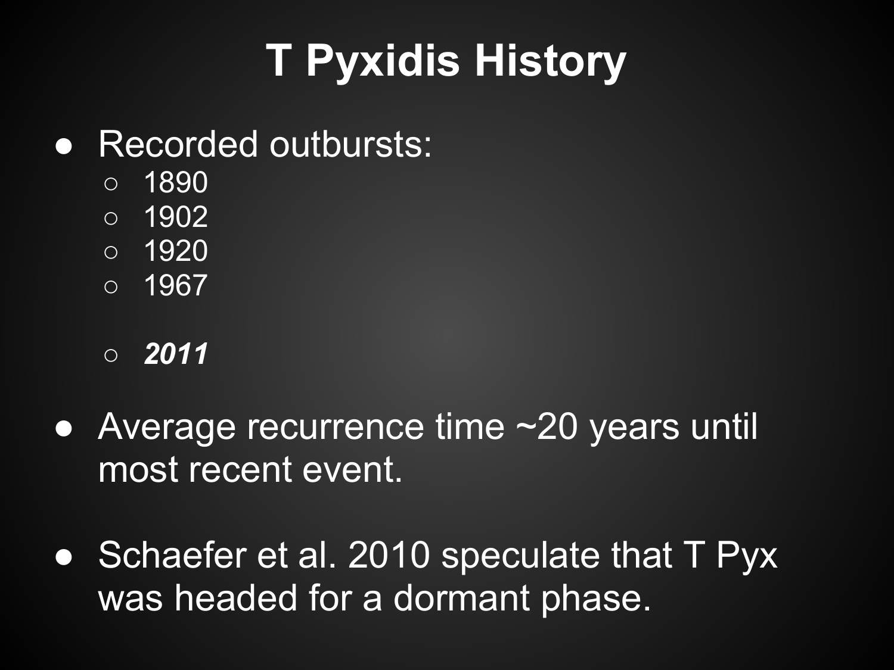# T Pyxidis History

- Recorded outbursts:
  - 1890
  - 1902
  - 1920
  - 1967
  - ***2011***
- Average recurrence time ~20 years until most recent event.
- Schaefer et al. 2010 speculate that T Pyx was headed for a dormant phase.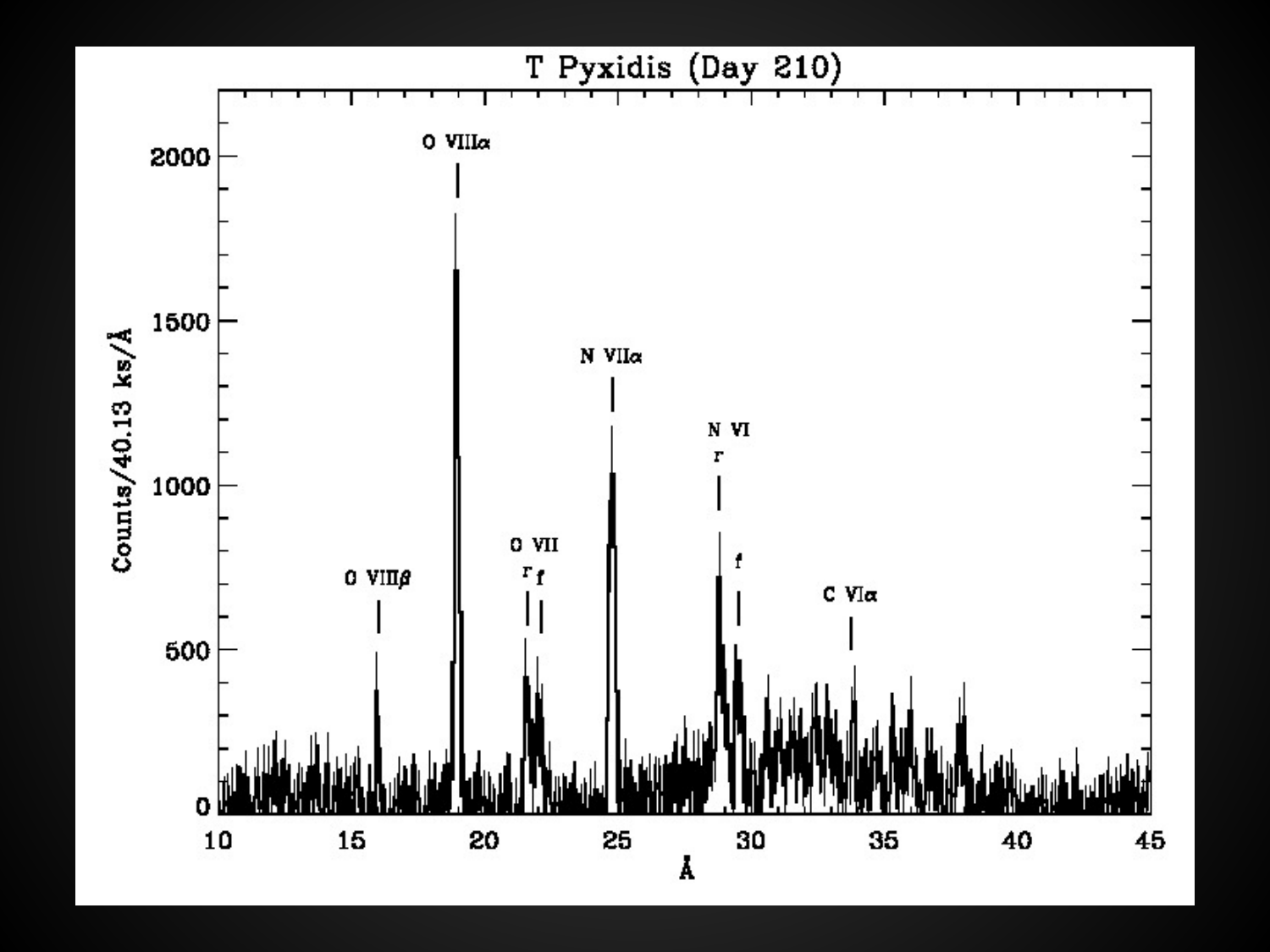T Pyxidis (Day 210)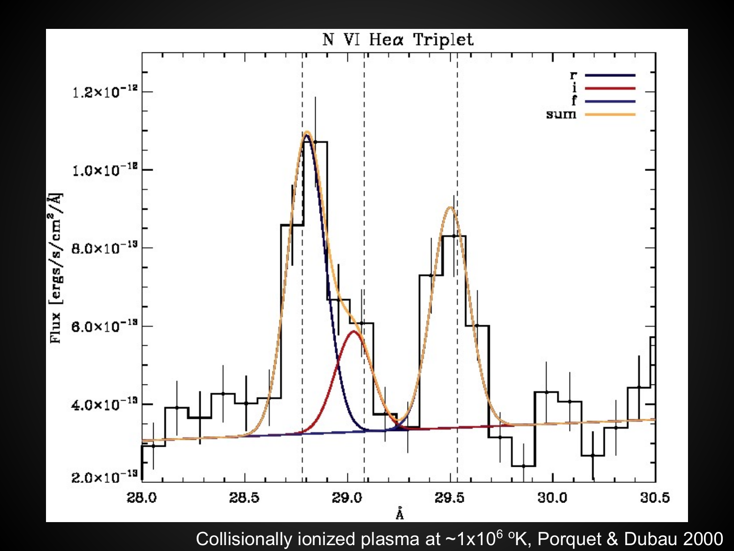## N VI He$\alpha$ Triplet

Collisionally ionized plasma at ~$1\times10^{6}$ °K, Porquet & Dubau 2000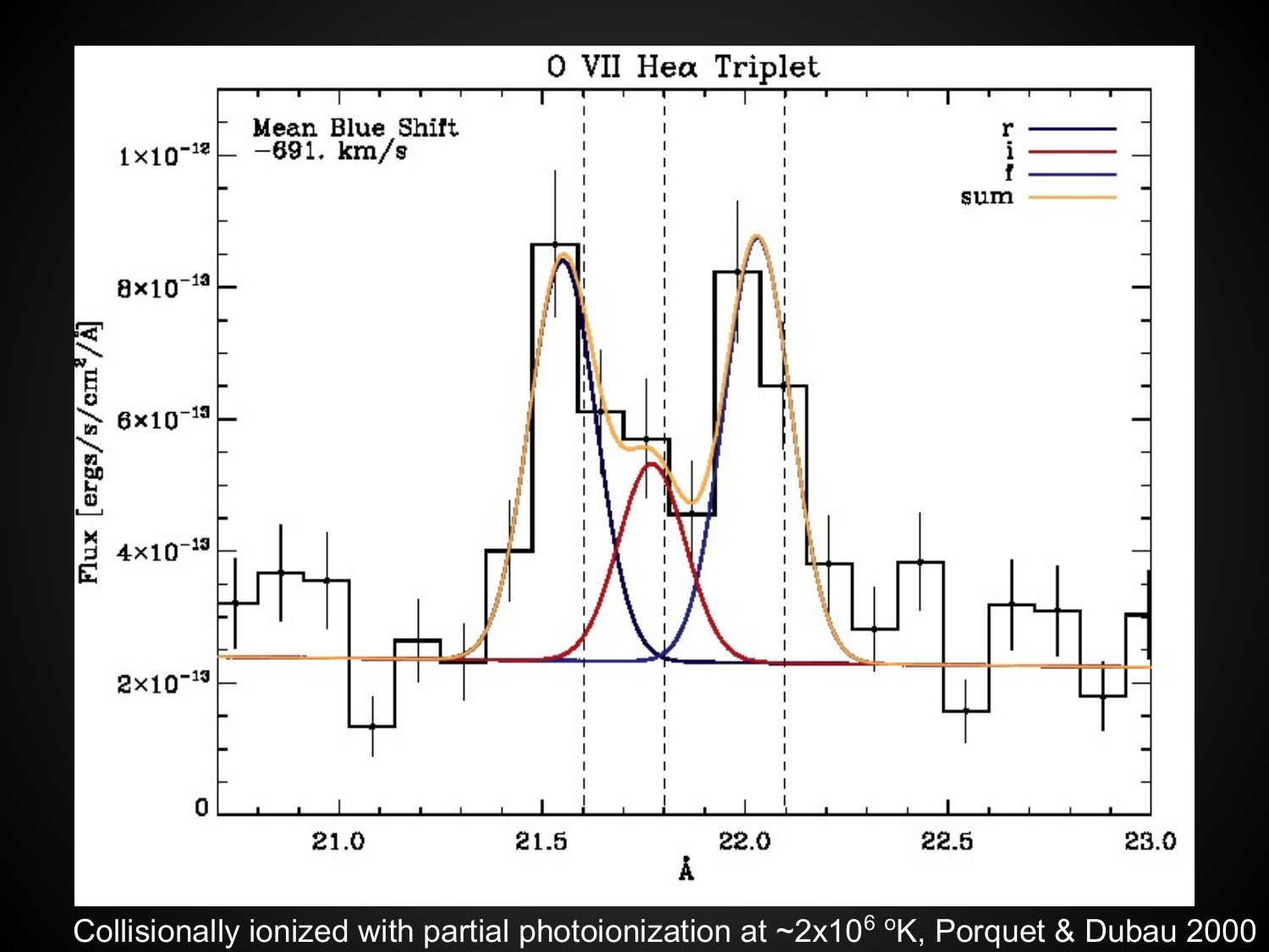# O VII Heα Triplet

Mean Blue Shift
−691. km/s

Legend: r, i, f, sum

Flux [ergs/s/cm$^2$/Å]

Å

Collisionally ionized with partial photoionization at ~2x10$^6$ °K, Porquet & Dubau 2000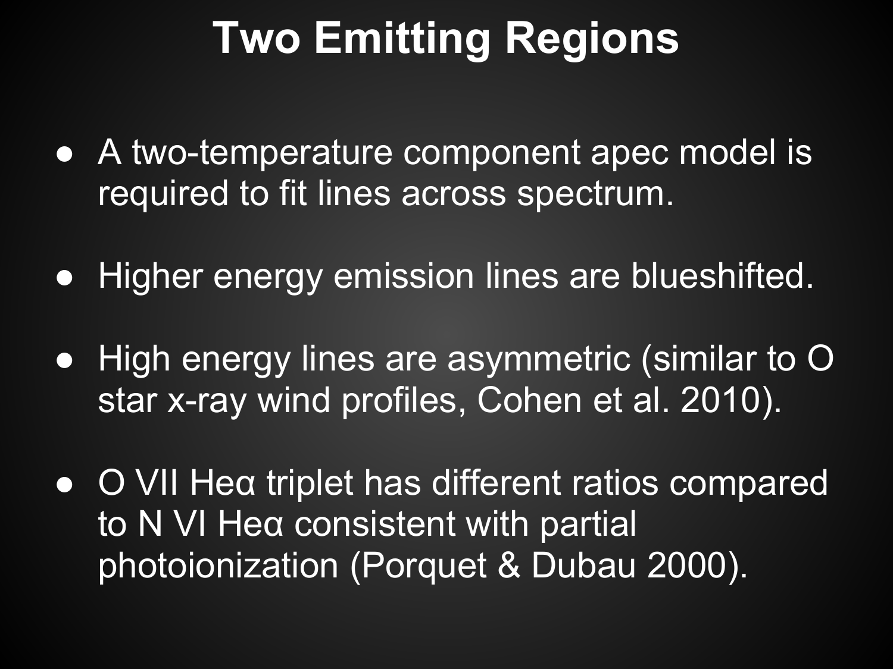# Two Emitting Regions

- A two-temperature component apec model is required to fit lines across spectrum.
- Higher energy emission lines are blueshifted.
- High energy lines are asymmetric (similar to O star x-ray wind profiles, Cohen et al. 2010).
- O VII Heα triplet has different ratios compared to N VI Heα consistent with partial photoionization (Porquet & Dubau 2000).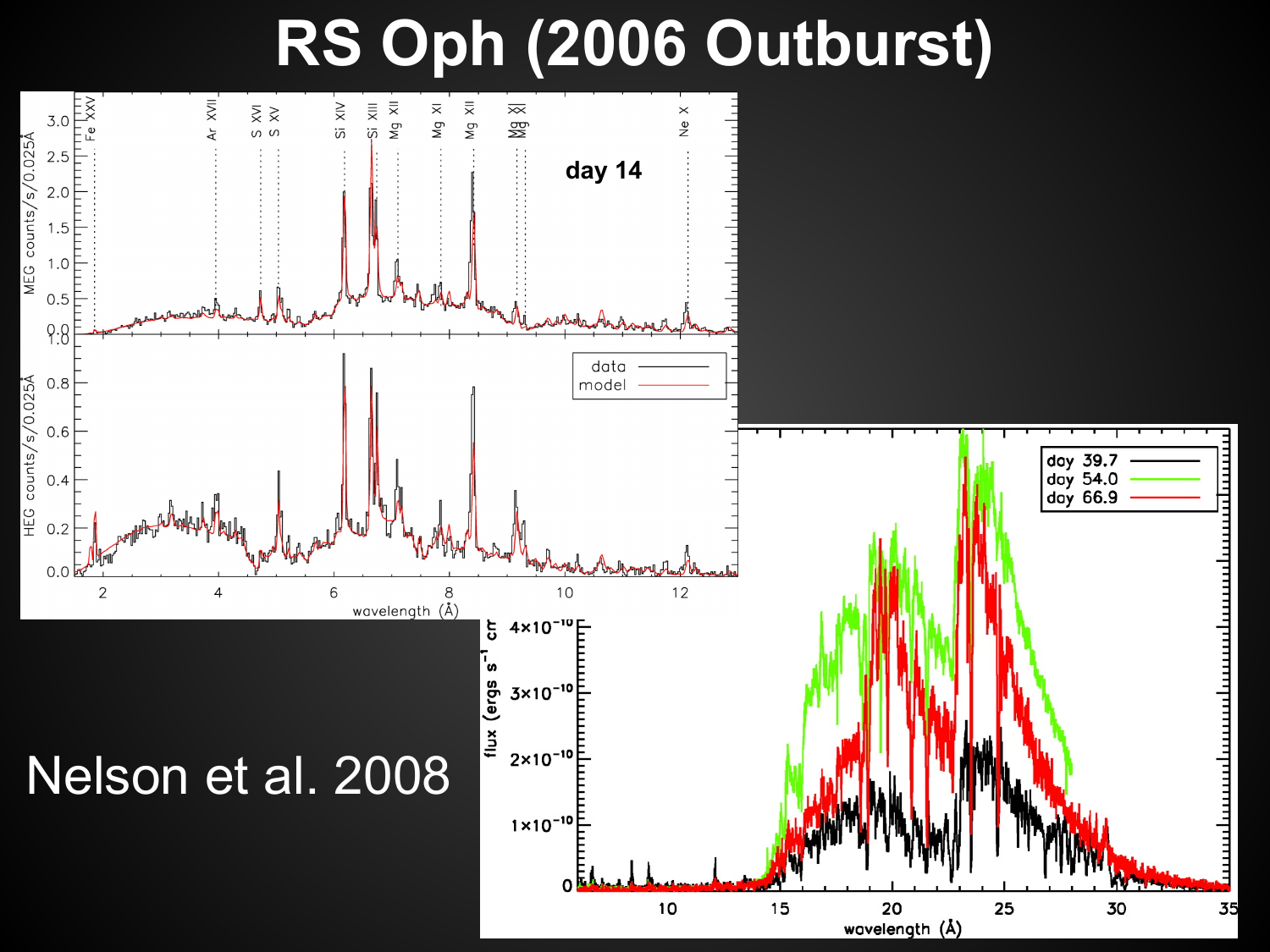# RS Oph (2006 Outburst)

Nelson et al. 2008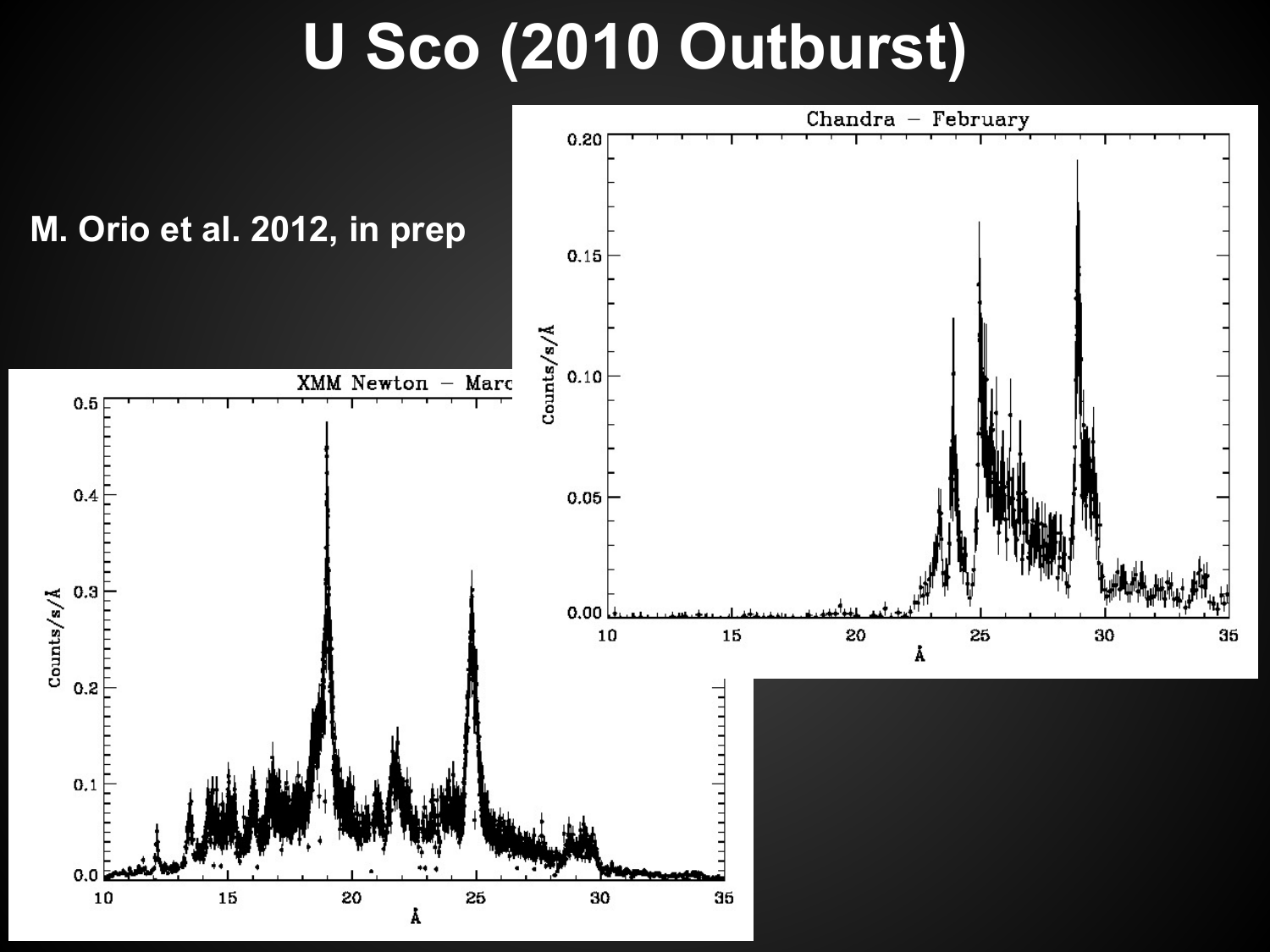# U Sco (2010 Outburst)

**M. Orio et al. 2012, in prep**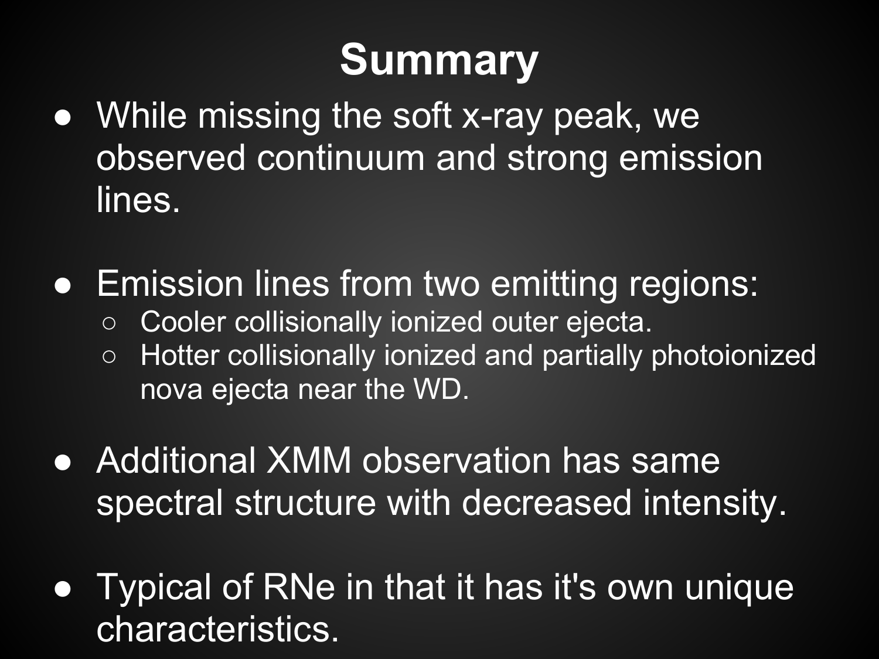# Summary

- While missing the soft x-ray peak, we observed continuum and strong emission lines.
- Emission lines from two emitting regions:
  - Cooler collisionally ionized outer ejecta.
  - Hotter collisionally ionized and partially photoionized nova ejecta near the WD.
- Additional XMM observation has same spectral structure with decreased intensity.
- Typical of RNe in that it has it's own unique characteristics.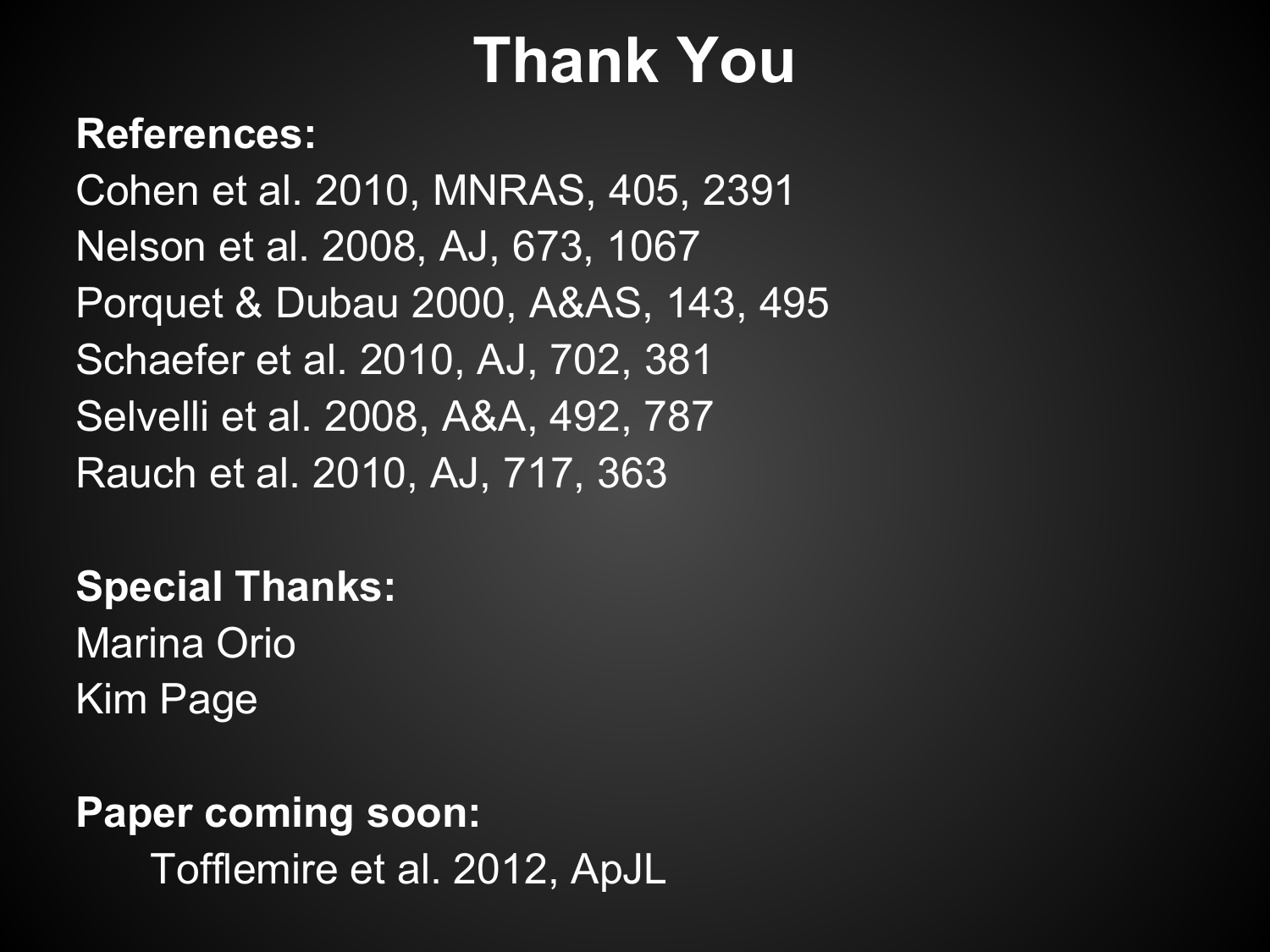# Thank You

**References:**

Cohen et al. 2010, MNRAS, 405, 2391

Nelson et al. 2008, AJ, 673, 1067

Porquet & Dubau 2000, A&AS, 143, 495

Schaefer et al. 2010, AJ, 702, 381

Selvelli et al. 2008, A&A, 492, 787

Rauch et al. 2010, AJ, 717, 363

**Special Thanks:**

Marina Orio

Kim Page

**Paper coming soon:**

Tofflemire et al. 2012, ApJL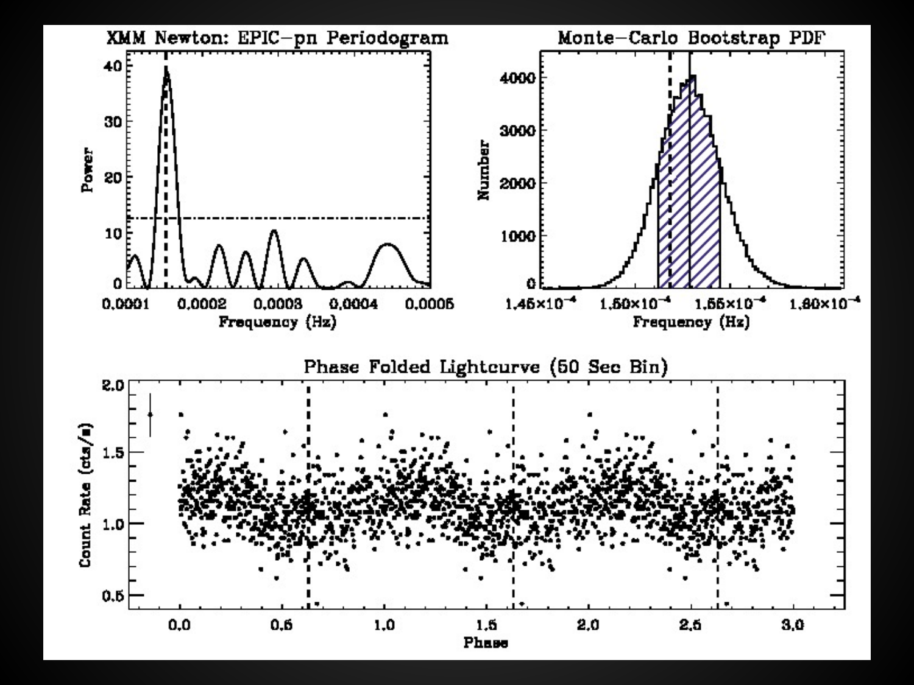XMM Newton: EPIC-pn Periodogram

Power

Frequency (Hz)

0.0001 0.0002 0.0003 0.0004 0.0005

0 10 20 30 40

Monte-Carlo Bootstrap PDF

Number

Frequency (Hz)

$1.45\times10^{-4}$ $1.50\times10^{-4}$ $1.55\times10^{-4}$ $1.60\times10^{-4}$

0 1000 2000 3000 4000

Phase Folded Lightcurve (50 Sec Bin)

Count Rate (cts/s)

Phase

0.0 0.5 1.0 1.5 2.0 2.5 3.0

0.5 1.0 1.5 2.0